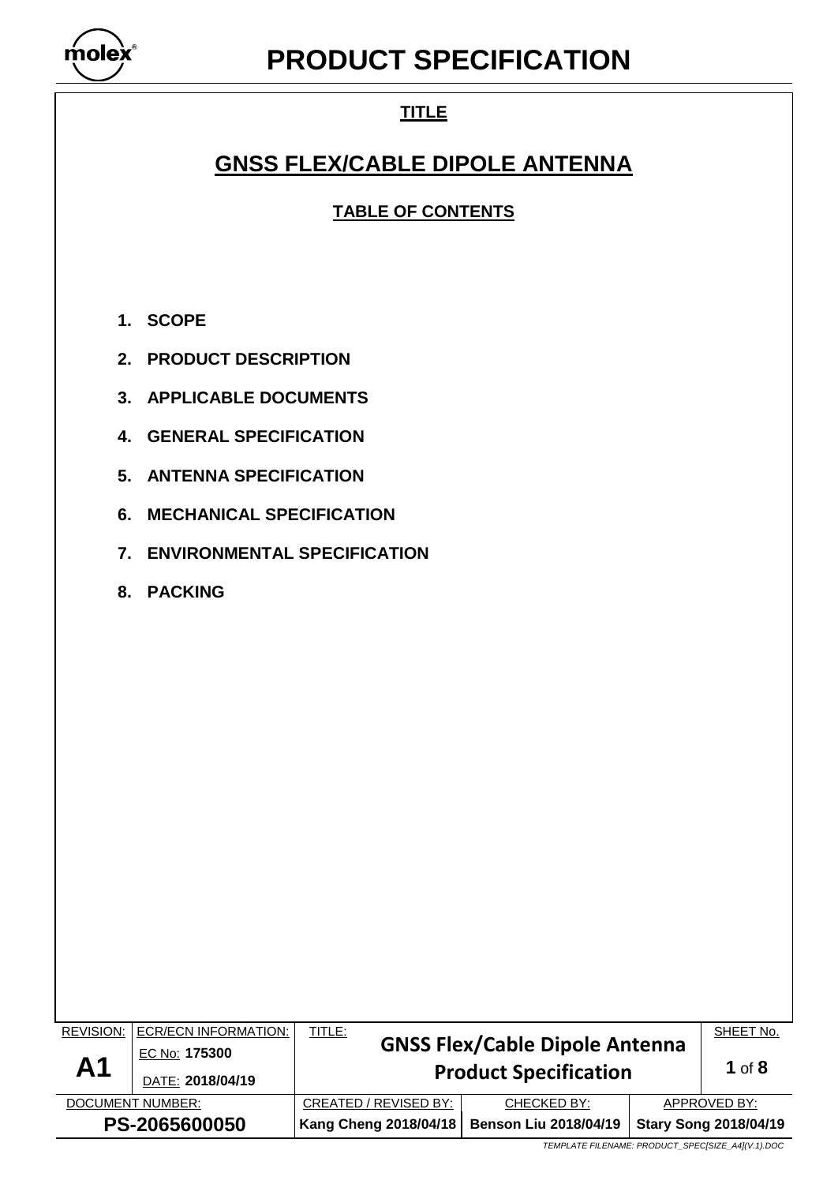# PRODUCT SPECIFICATION

## TITLE

# GNSS FLEX/CABLE DIPOLE ANTENNA

## TABLE OF CONTENTS

1. **SCOPE**
2. **PRODUCT DESCRIPTION**
3. **APPLICABLE DOCUMENTS**
4. **GENERAL SPECIFICATION**
5. **ANTENNA SPECIFICATION**
6. **MECHANICAL SPECIFICATION**
7. **ENVIRONMENTAL SPECIFICATION**
8. **PACKING**

| REVISION: | ECR/ECN INFORMATION: | TITLE: | | SHEET No. |
|---|---|---|---|---|
| **A1** | EC No: **175300** DATE: **2018/04/19** | **GNSS Flex/Cable Dipole Antenna Product Specification** | | **1** of **8** |
| DOCUMENT NUMBER: | | CREATED / REVISED BY: | CHECKED BY: | APPROVED BY: |
| **PS-2065600050** | | **Kang Cheng 2018/04/18** | **Benson Liu 2018/04/19** | **Stary Song 2018/04/19** |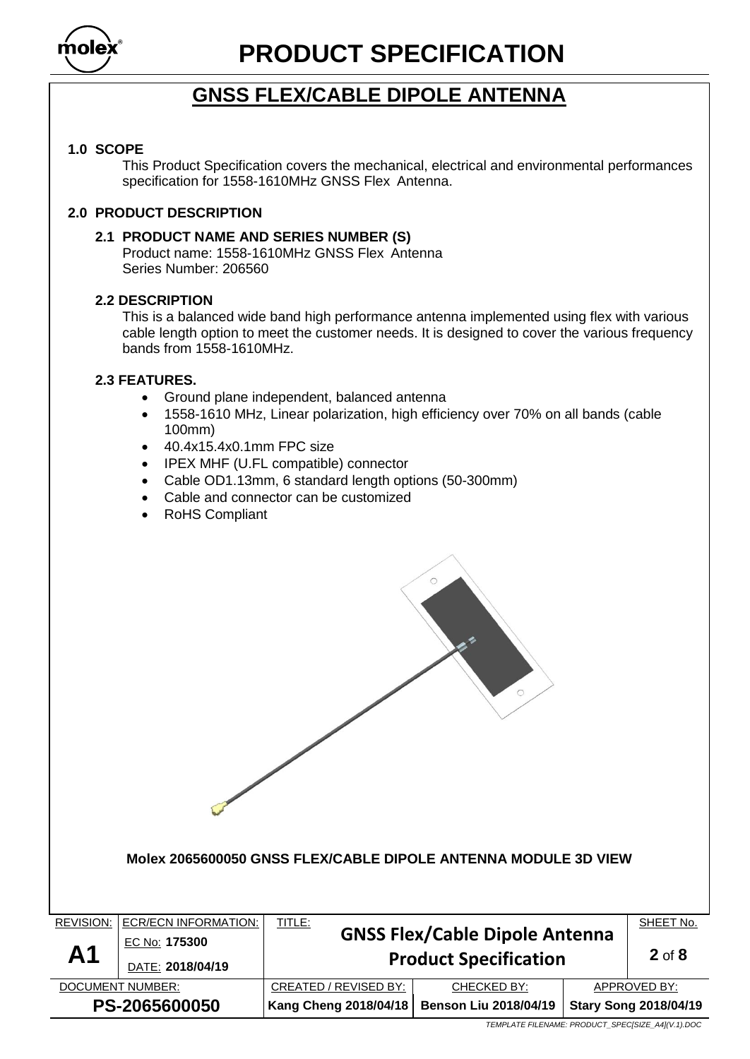# GNSS FLEX/CABLE DIPOLE ANTENNA

## 1.0 SCOPE

This Product Specification covers the mechanical, electrical and environmental performances specification for 1558-1610MHz GNSS Flex Antenna.

## 2.0 PRODUCT DESCRIPTION

### 2.1 PRODUCT NAME AND SERIES NUMBER (S)

Product name: 1558-1610MHz GNSS Flex Antenna
Series Number: 206560

### 2.2 DESCRIPTION

This is a balanced wide band high performance antenna implemented using flex with various cable length option to meet the customer needs. It is designed to cover the various frequency bands from 1558-1610MHz.

### 2.3 FEATURES.

- Ground plane independent, balanced antenna
- 1558-1610 MHz, Linear polarization, high efficiency over 70% on all bands (cable 100mm)
- 40.4x15.4x0.1mm FPC size
- IPEX MHF (U.FL compatible) connector
- Cable OD1.13mm, 6 standard length options (50-300mm)
- Cable and connector can be customized
- RoHS Compliant

**Molex 2065600050 GNSS FLEX/CABLE DIPOLE ANTENNA MODULE 3D VIEW**

| REVISION: | ECR/ECN INFORMATION: | TITLE: | | SHEET No. |
|---|---|---|---|---|
| A1 | EC No: 175300 DATE: 2018/04/19 | GNSS Flex/Cable Dipole Antenna Product Specification | | 2 of 8 |
| DOCUMENT NUMBER: | | CREATED / REVISED BY: | CHECKED BY: | APPROVED BY: |
| PS-2065600050 | | Kang Cheng 2018/04/18 | Benson Liu 2018/04/19 | Stary Song 2018/04/19 |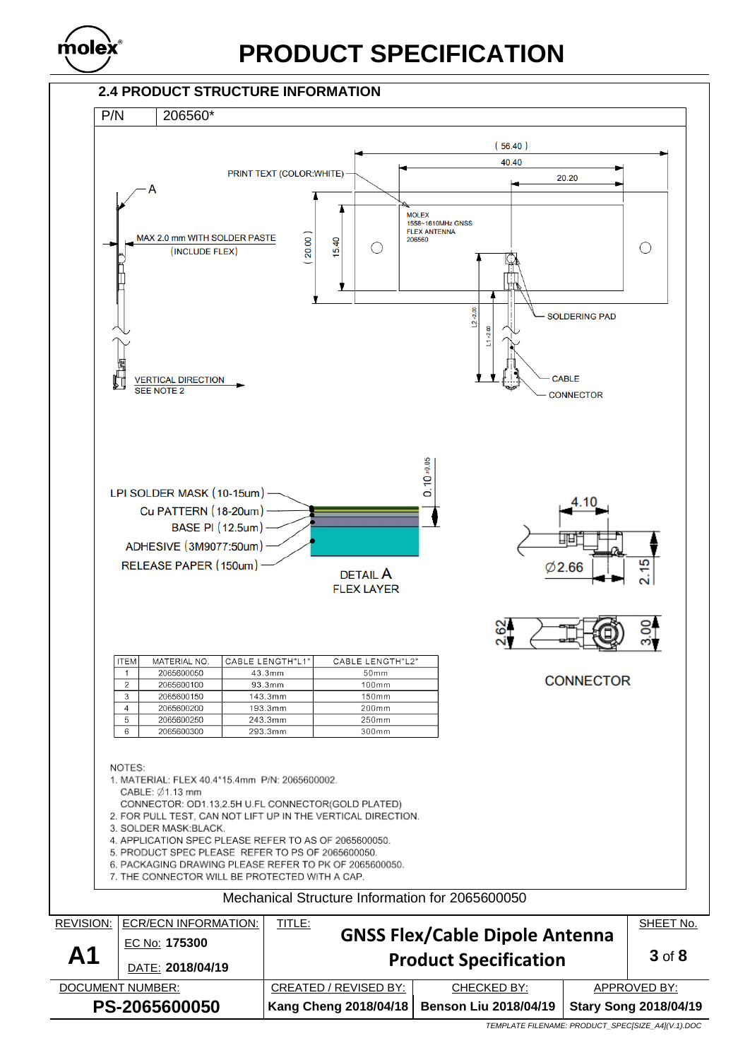## 2.4 PRODUCT STRUCTURE INFORMATION

P/N 206560*

PRINT TEXT (COLOR:WHITE)

MOLEX
1558~1610MHz GNSS
FLEX ANTENNA
206560

( 56.40 )
40.40
20.20
(20.00)
15.40

A

MAX 2.0 mm WITH SOLDER PASTE
(INCLUDE FLEX)

SOLDERING PAD

L2 ±2.00
L1 ±2.00

CABLE

CONNECTOR

VERTICAL DIRECTION
SEE NOTE 2

LPI SOLDER MASK (10-15um)
Cu PATTERN (18-20um)
BASE PI (12.5um)
ADHESIVE (3M9077:50um)
RELEASE PAPER (150um)

0.10 ±0.05

DETAIL A
FLEX LAYER

4.10
∅2.66
2.15
2.62
3.00

CONNECTOR

| ITEM | MATERIAL NO. | CABLE LENGTH"L1" | CABLE LENGTH"L2" |
|---|---|---|---|
| 1 | 2065600050 | 43.3mm | 50mm |
| 2 | 2065600100 | 93.3mm | 100mm |
| 3 | 2065600150 | 143.3mm | 150mm |
| 4 | 2065600200 | 193.3mm | 200mm |
| 5 | 2065600250 | 243.3mm | 250mm |
| 6 | 2065600300 | 293.3mm | 300mm |

NOTES:
1. MATERIAL: FLEX 40.4*15.4mm P/N: 2065600002.
   CABLE: ∅1.13 mm
   CONNECTOR: OD1.13,2.5H U.FL CONNECTOR(GOLD PLATED)
2. FOR PULL TEST, CAN NOT LIFT UP IN THE VERTICAL DIRECTION.
3. SOLDER MASK:BLACK.
4. APPLICATION SPEC PLEASE REFER TO AS OF 2065600050.
5. PRODUCT SPEC PLEASE REFER TO PS OF 2065600050.
6. PACKAGING DRAWING PLEASE REFER TO PK OF 2065600050.
7. THE CONNECTOR WILL BE PROTECTED WITH A CAP.

Mechanical Structure Information for 2065600050

| REVISION: | ECR/ECN INFORMATION: | TITLE: | SHEET No. |
|---|---|---|---|
| **A1** | EC No: **175300** DATE: **2018/04/19** | **GNSS Flex/Cable Dipole Antenna Product Specification** | **3** of **8** |

| DOCUMENT NUMBER: | CREATED / REVISED BY: | CHECKED BY: | APPROVED BY: |
|---|---|---|---|
| **PS-2065600050** | **Kang Cheng 2018/04/18** | **Benson Liu 2018/04/19** | **Stary Song 2018/04/19** |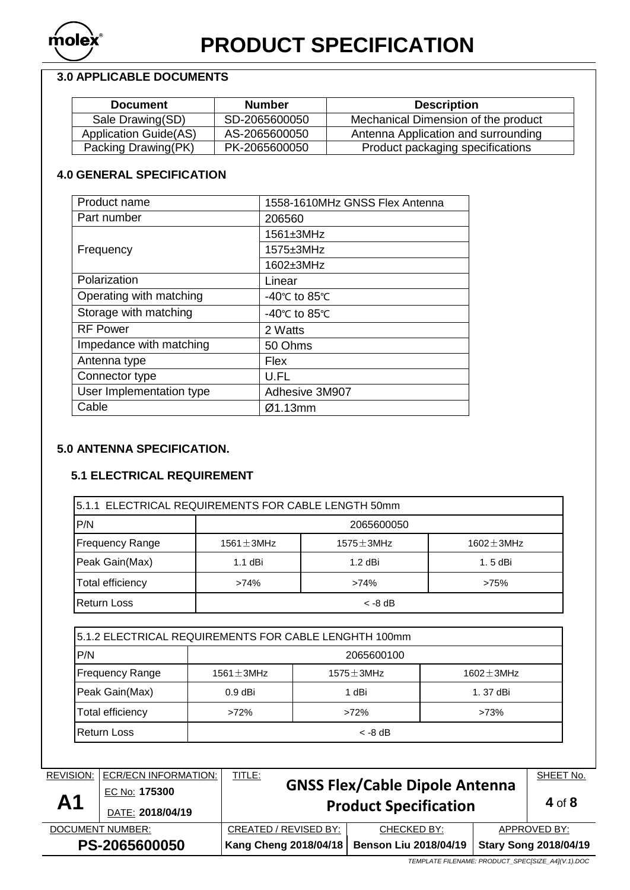## 3.0 APPLICABLE DOCUMENTS

| Document | Number | Description |
|---|---|---|
| Sale Drawing(SD) | SD-2065600050 | Mechanical Dimension of the product |
| Application Guide(AS) | AS-2065600050 | Antenna Application and surrounding |
| Packing Drawing(PK) | PK-2065600050 | Product packaging specifications |

## 4.0 GENERAL SPECIFICATION

| | |
|---|---|
| Product name | 1558-1610MHz GNSS Flex Antenna |
| Part number | 206560 |
| Frequency | 1561±3MHz |
| | 1575±3MHz |
| | 1602±3MHz |
| Polarization | Linear |
| Operating with matching | -40℃ to 85℃ |
| Storage with matching | -40℃ to 85℃ |
| RF Power | 2 Watts |
| Impedance with matching | 50 Ohms |
| Antenna type | Flex |
| Connector type | U.FL |
| User Implementation type | Adhesive 3M907 |
| Cable | Ø1.13mm |

## 5.0 ANTENNA SPECIFICATION.

### 5.1 ELECTRICAL REQUIREMENT

| 5.1.1 ELECTRICAL REQUIREMENTS FOR CABLE LENGTH 50mm | | | |
|---|---|---|---|
| P/N | 2065600050 | | |
| Frequency Range | 1561±3MHz | 1575±3MHz | 1602±3MHz |
| Peak Gain(Max) | 1.1 dBi | 1.2 dBi | 1. 5 dBi |
| Total efficiency | >74% | >74% | >75% |
| Return Loss | < -8 dB | | |

| 5.1.2 ELECTRICAL REQUIREMENTS FOR CABLE LENGHTH 100mm | | | |
|---|---|---|---|
| P/N | 2065600100 | | |
| Frequency Range | 1561±3MHz | 1575±3MHz | 1602±3MHz |
| Peak Gain(Max) | 0.9 dBi | 1 dBi | 1. 37 dBi |
| Total efficiency | >72% | >72% | >73% |
| Return Loss | < -8 dB | | |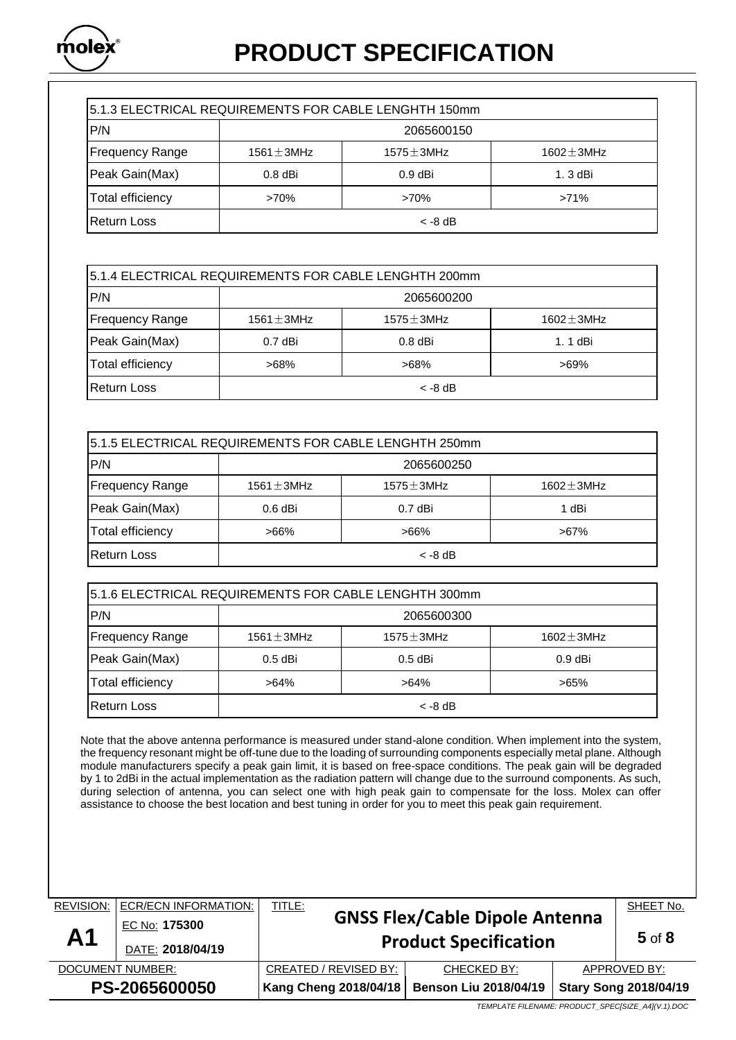| 5.1.3 ELECTRICAL REQUIREMENTS FOR CABLE LENGHTH 150mm | | | |
|---|---|---|---|
| P/N | 2065600150 | | |
| Frequency Range | 1561±3MHz | 1575±3MHz | 1602±3MHz |
| Peak Gain(Max) | 0.8 dBi | 0.9 dBi | 1. 3 dBi |
| Total efficiency | >70% | >70% | >71% |
| Return Loss | < -8 dB | | |

| 5.1.4 ELECTRICAL REQUIREMENTS FOR CABLE LENGHTH 200mm | | | |
|---|---|---|---|
| P/N | 2065600200 | | |
| Frequency Range | 1561±3MHz | 1575±3MHz | 1602±3MHz |
| Peak Gain(Max) | 0.7 dBi | 0.8 dBi | 1. 1 dBi |
| Total efficiency | >68% | >68% | >69% |
| Return Loss | < -8 dB | | |

| 5.1.5 ELECTRICAL REQUIREMENTS FOR CABLE LENGHTH 250mm | | | |
|---|---|---|---|
| P/N | 2065600250 | | |
| Frequency Range | 1561±3MHz | 1575±3MHz | 1602±3MHz |
| Peak Gain(Max) | 0.6 dBi | 0.7 dBi | 1 dBi |
| Total efficiency | >66% | >66% | >67% |
| Return Loss | < -8 dB | | |

| 5.1.6 ELECTRICAL REQUIREMENTS FOR CABLE LENGHTH 300mm | | | |
|---|---|---|---|
| P/N | 2065600300 | | |
| Frequency Range | 1561±3MHz | 1575±3MHz | 1602±3MHz |
| Peak Gain(Max) | 0.5 dBi | 0.5 dBi | 0.9 dBi |
| Total efficiency | >64% | >64% | >65% |
| Return Loss | < -8 dB | | |

Note that the above antenna performance is measured under stand-alone condition. When implement into the system, the frequency resonant might be off-tune due to the loading of surrounding components especially metal plane. Although module manufacturers specify a peak gain limit, it is based on free-space conditions. The peak gain will be degraded by 1 to 2dBi in the actual implementation as the radiation pattern will change due to the surround components. As such, during selection of antenna, you can select one with high peak gain to compensate for the loss. Molex can offer assistance to choose the best location and best tuning in order for you to meet this peak gain requirement.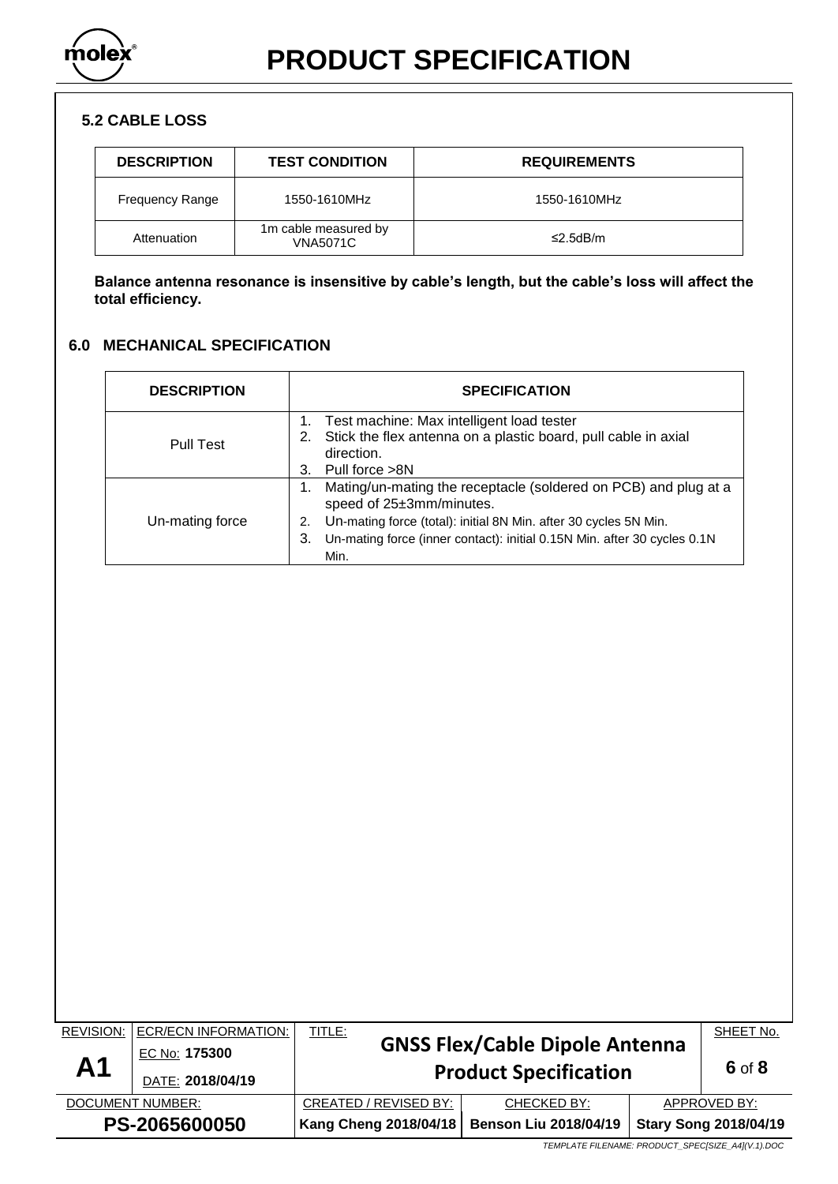### 5.2 CABLE LOSS

| DESCRIPTION | TEST CONDITION | REQUIREMENTS |
|---|---|---|
| Frequency Range | 1550-1610MHz | 1550-1610MHz |
| Attenuation | 1m cable measured by VNA5071C | ≤2.5dB/m |

**Balance antenna resonance is insensitive by cable's length, but the cable's loss will affect the total efficiency.**

## 6.0 MECHANICAL SPECIFICATION

| DESCRIPTION | SPECIFICATION |
|---|---|
| Pull Test | 1. Test machine: Max intelligent load tester<br>2. Stick the flex antenna on a plastic board, pull cable in axial direction.<br>3. Pull force >8N |
| Un-mating force | 1. Mating/un-mating the receptacle (soldered on PCB) and plug at a speed of 25±3mm/minutes.<br>2. Un-mating force (total): initial 8N Min. after 30 cycles 5N Min.<br>3. Un-mating force (inner contact): initial 0.15N Min. after 30 cycles 0.1N Min. |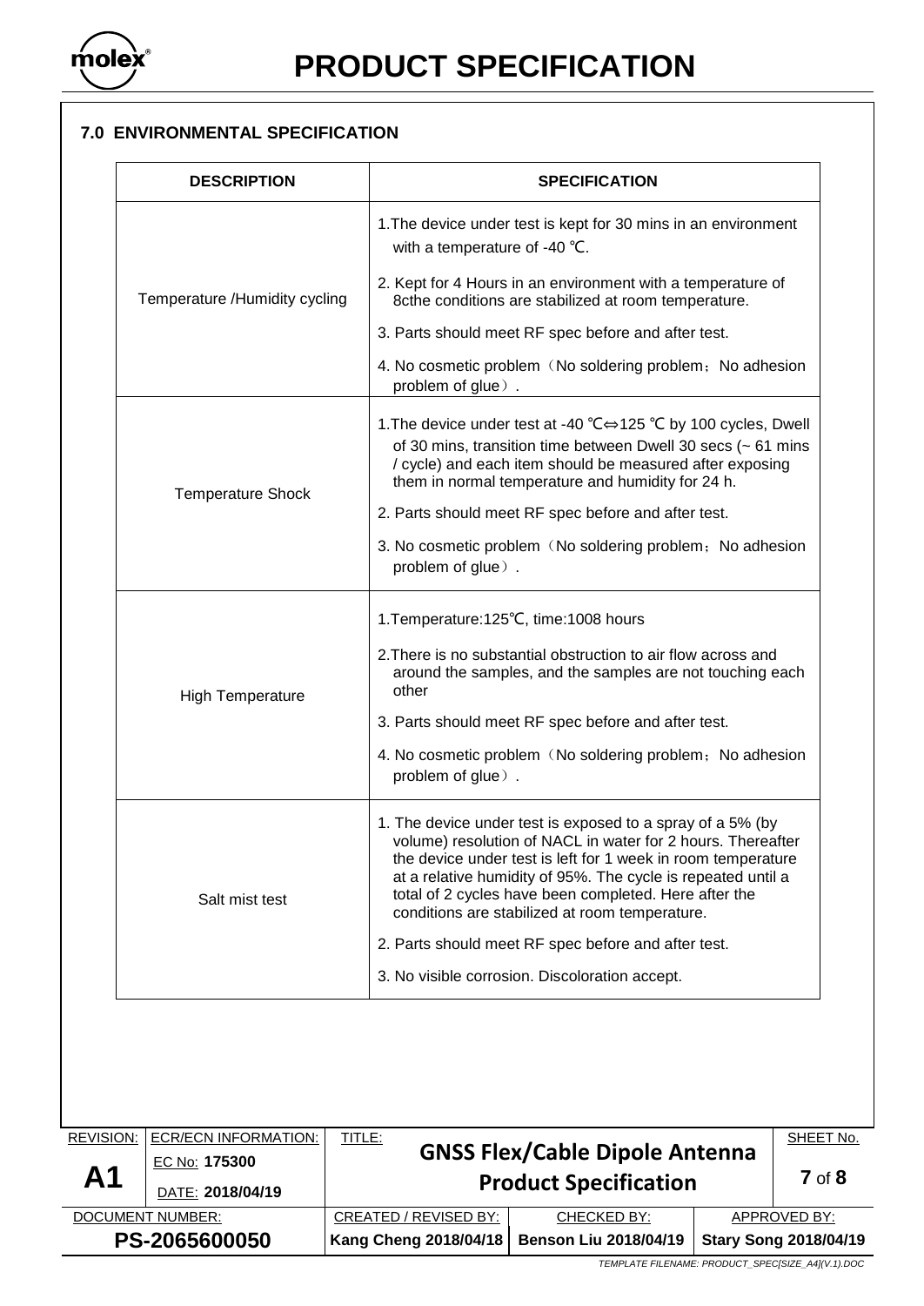## 7.0 ENVIRONMENTAL SPECIFICATION

| DESCRIPTION | SPECIFICATION |
|---|---|
| Temperature /Humidity cycling | 1.The device under test is kept for 30 mins in an environment with a temperature of -40 ℃.<br>2. Kept for 4 Hours in an environment with a temperature of 8cthe conditions are stabilized at room temperature.<br>3. Parts should meet RF spec before and after test.<br>4. No cosmetic problem（No soldering problem；No adhesion problem of glue）. |
| Temperature Shock | 1.The device under test at -40 ℃⇔125 ℃ by 100 cycles, Dwell of 30 mins, transition time between Dwell 30 secs (~ 61 mins / cycle) and each item should be measured after exposing them in normal temperature and humidity for 24 h.<br>2. Parts should meet RF spec before and after test.<br>3. No cosmetic problem（No soldering problem；No adhesion problem of glue）. |
| High Temperature | 1.Temperature:125℃, time:1008 hours<br>2.There is no substantial obstruction to air flow across and around the samples, and the samples are not touching each other<br>3. Parts should meet RF spec before and after test.<br>4. No cosmetic problem（No soldering problem；No adhesion problem of glue）. |
| Salt mist test | 1. The device under test is exposed to a spray of a 5% (by volume) resolution of NACL in water for 2 hours. Thereafter the device under test is left for 1 week in room temperature at a relative humidity of 95%. The cycle is repeated until a total of 2 cycles have been completed. Here after the conditions are stabilized at room temperature.<br>2. Parts should meet RF spec before and after test.<br>3. No visible corrosion. Discoloration accept. |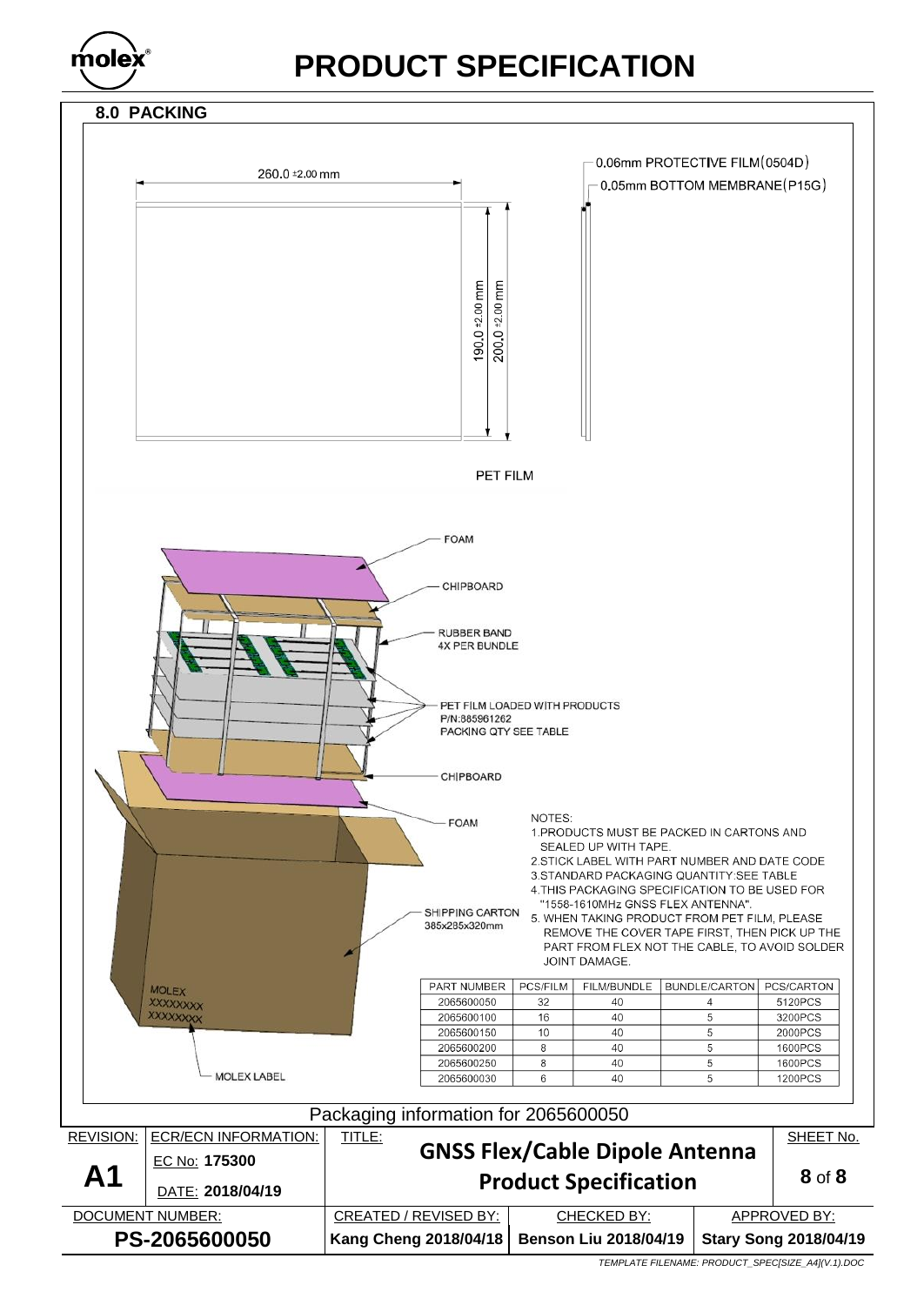## 8.0 PACKING

260.0 ±2.00 mm

190.0 ±2.00 mm

200.0 ±2.00 mm

0.06mm PROTECTIVE FILM(0504D)

0.05mm BOTTOM MEMBRANE(P15G)

PET FILM

FOAM

CHIPBOARD

RUBBER BAND
4X PER BUNDLE

PET FILM LOADED WITH PRODUCTS
P/N:885961262
PACKING QTY SEE TABLE

CHIPBOARD

FOAM

SHIPPING CARTON
385x285x320mm

MOLEX
XXXXXXXX
XXXXXXXX

MOLEX LABEL

NOTES:

1. PRODUCTS MUST BE PACKED IN CARTONS AND SEALED UP WITH TAPE.
2. STICK LABEL WITH PART NUMBER AND DATE CODE
3. STANDARD PACKAGING QUANTITY:SEE TABLE
4. THIS PACKAGING SPECIFICATION TO BE USED FOR "1558-1610MHz GNSS FLEX ANTENNA".
5. WHEN TAKING PRODUCT FROM PET FILM, PLEASE REMOVE THE COVER TAPE FIRST, THEN PICK UP THE PART FROM FLEX NOT THE CABLE, TO AVOID SOLDER JOINT DAMAGE.

| PART NUMBER | PCS/FILM | FILM/BUNDLE | BUNDLE/CARTON | PCS/CARTON |
|---|---|---|---|---|
| 2065600050 | 32 | 40 | 4 | 5120PCS |
| 2065600100 | 16 | 40 | 5 | 3200PCS |
| 2065600150 | 10 | 40 | 5 | 2000PCS |
| 2065600200 | 8 | 40 | 5 | 1600PCS |
| 2065600250 | 8 | 40 | 5 | 1600PCS |
| 2065600030 | 6 | 40 | 5 | 1200PCS |

Packaging information for 2065600050